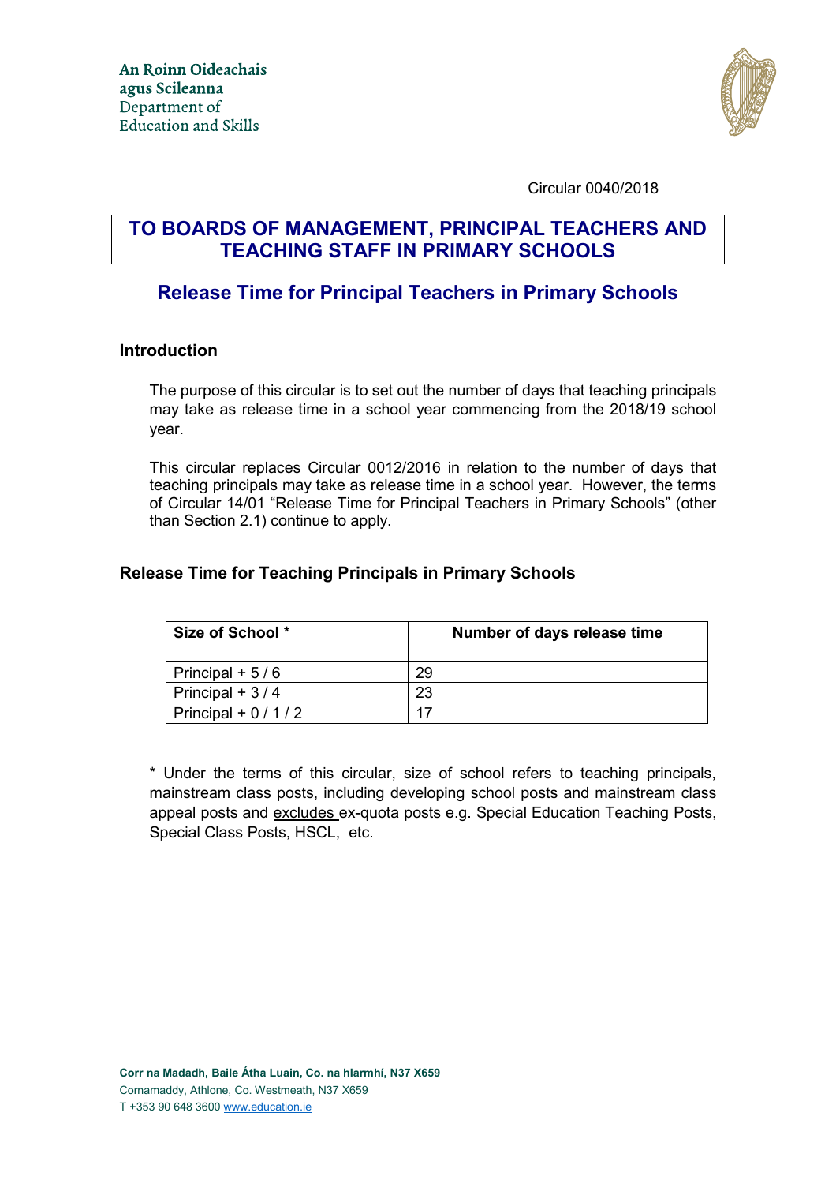An Roinn Oideachais agus Scileanna
Department of Education and Skills

Circular 0040/2018

## TO BOARDS OF MANAGEMENT, PRINCIPAL TEACHERS AND TEACHING STAFF IN PRIMARY SCHOOLS

# Release Time for Principal Teachers in Primary Schools

### Introduction

The purpose of this circular is to set out the number of days that teaching principals may take as release time in a school year commencing from the 2018/19 school year.

This circular replaces Circular 0012/2016 in relation to the number of days that teaching principals may take as release time in a school year. However, the terms of Circular 14/01 "Release Time for Principal Teachers in Primary Schools" (other than Section 2.1) continue to apply.

### Release Time for Teaching Principals in Primary Schools

| Size of School * | Number of days release time |
|---|---|
| Principal + 5 / 6 | 29 |
| Principal + 3 / 4 | 23 |
| Principal + 0 / 1 / 2 | 17 |

* Under the terms of this circular, size of school refers to teaching principals, mainstream class posts, including developing school posts and mainstream class appeal posts and excludes ex-quota posts e.g. Special Education Teaching Posts, Special Class Posts, HSCL, etc.

**Corr na Madadh, Baile Átha Luain, Co. na hIarmhí, N37 X659**
Cornamaddy, Athlone, Co. Westmeath, N37 X659
T +353 90 648 3600 www.education.ie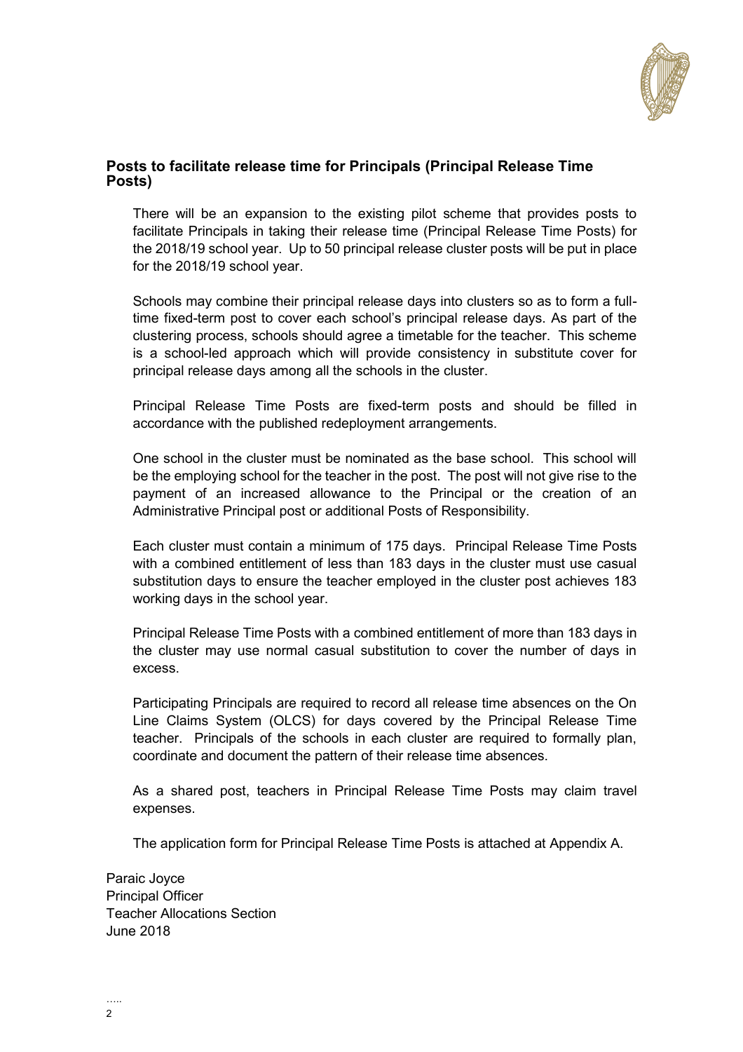## Posts to facilitate release time for Principals (Principal Release Time Posts)

There will be an expansion to the existing pilot scheme that provides posts to facilitate Principals in taking their release time (Principal Release Time Posts) for the 2018/19 school year. Up to 50 principal release cluster posts will be put in place for the 2018/19 school year.

Schools may combine their principal release days into clusters so as to form a full-time fixed-term post to cover each school's principal release days. As part of the clustering process, schools should agree a timetable for the teacher. This scheme is a school-led approach which will provide consistency in substitute cover for principal release days among all the schools in the cluster.

Principal Release Time Posts are fixed-term posts and should be filled in accordance with the published redeployment arrangements.

One school in the cluster must be nominated as the base school. This school will be the employing school for the teacher in the post. The post will not give rise to the payment of an increased allowance to the Principal or the creation of an Administrative Principal post or additional Posts of Responsibility.

Each cluster must contain a minimum of 175 days. Principal Release Time Posts with a combined entitlement of less than 183 days in the cluster must use casual substitution days to ensure the teacher employed in the cluster post achieves 183 working days in the school year.

Principal Release Time Posts with a combined entitlement of more than 183 days in the cluster may use normal casual substitution to cover the number of days in excess.

Participating Principals are required to record all release time absences on the On Line Claims System (OLCS) for days covered by the Principal Release Time teacher. Principals of the schools in each cluster are required to formally plan, coordinate and document the pattern of their release time absences.

As a shared post, teachers in Principal Release Time Posts may claim travel expenses.

The application form for Principal Release Time Posts is attached at Appendix A.

Paraic Joyce
Principal Officer
Teacher Allocations Section
June 2018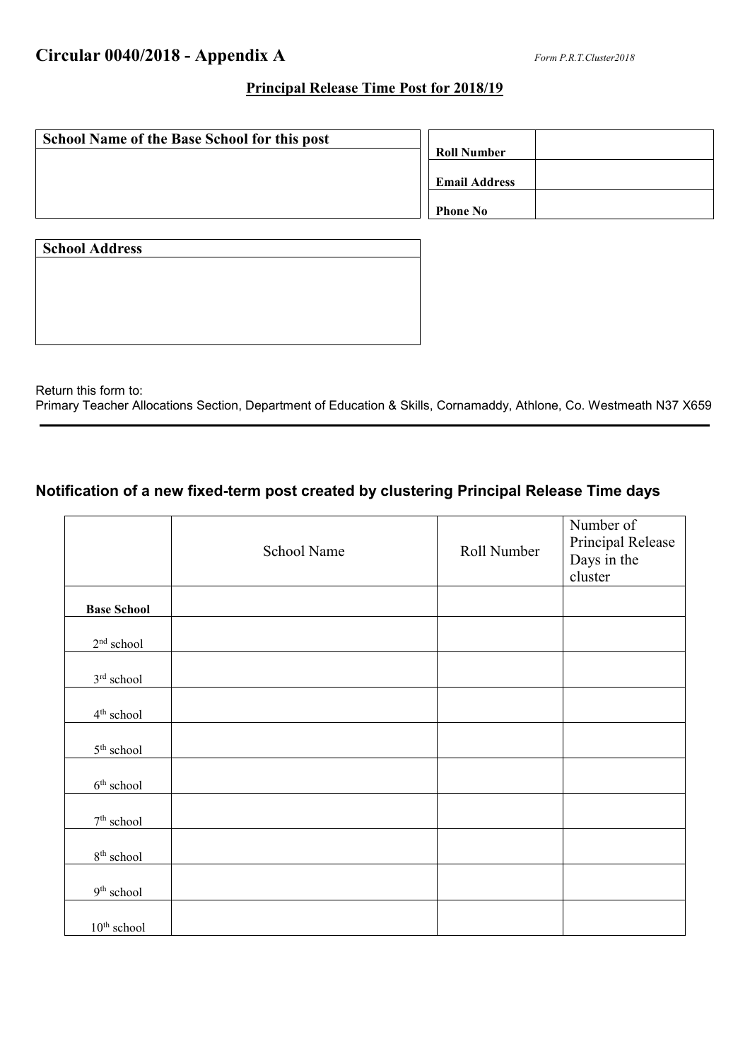## Circular 0040/2018 - Appendix A

*Form P.R.T.Cluster2018*

**Principal Release Time Post for 2018/19**

| School Name of the Base School for this post |
| --- |
| |

| | |
| --- | --- |
| **Roll Number** | |
| **Email Address** | |
| **Phone No** | |

| School Address |
| --- |
| |

Return this form to:
Primary Teacher Allocations Section, Department of Education & Skills, Cornamaddy, Athlone, Co. Westmeath N37 X659

---

### Notification of a new fixed-term post created by clustering Principal Release Time days

| | School Name | Roll Number | Number of Principal Release Days in the cluster |
| --- | --- | --- | --- |
| **Base School** | | | |
| 2nd school | | | |
| 3rd school | | | |
| 4th school | | | |
| 5th school | | | |
| 6th school | | | |
| 7th school | | | |
| 8th school | | | |
| 9th school | | | |
| 10th school | | | |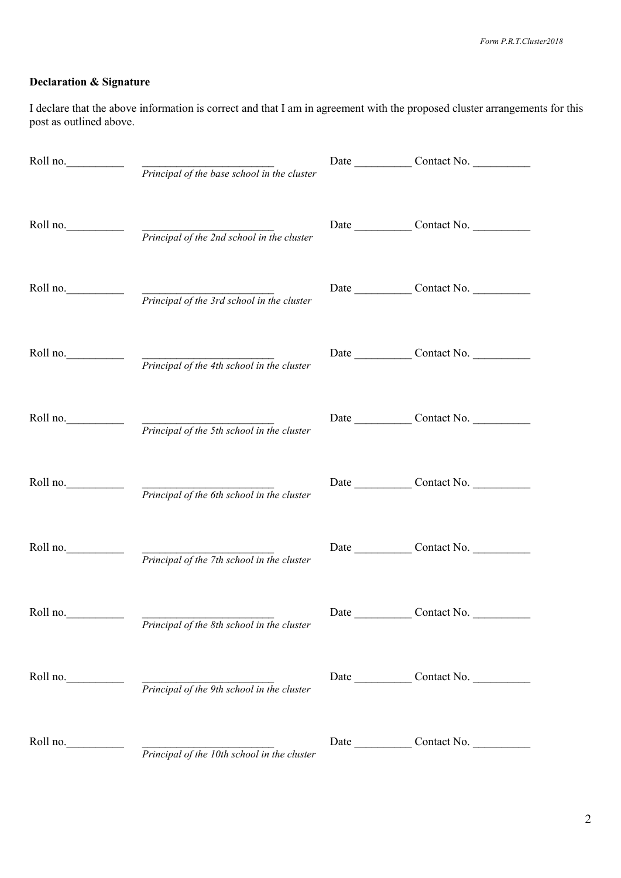**Declaration & Signature**

I declare that the above information is correct and that I am in agreement with the proposed cluster arrangements for this post as outlined above.

Roll no.__________ ________________________ Date __________ Contact No. __________
*Principal of the base school in the cluster*

Roll no.__________ ________________________ Date __________ Contact No. __________
*Principal of the 2nd school in the cluster*

Roll no.__________ ________________________ Date __________ Contact No. __________
*Principal of the 3rd school in the cluster*

Roll no.__________ ________________________ Date __________ Contact No. __________
*Principal of the 4th school in the cluster*

Roll no.__________ ________________________ Date __________ Contact No. __________
*Principal of the 5th school in the cluster*

Roll no.__________ ________________________ Date __________ Contact No. __________
*Principal of the 6th school in the cluster*

Roll no.__________ ________________________ Date __________ Contact No. __________
*Principal of the 7th school in the cluster*

Roll no.__________ ________________________ Date __________ Contact No. __________
*Principal of the 8th school in the cluster*

Roll no.__________ ________________________ Date __________ Contact No. __________
*Principal of the 9th school in the cluster*

Roll no.__________ ________________________ Date __________ Contact No. __________
*Principal of the 10th school in the cluster*